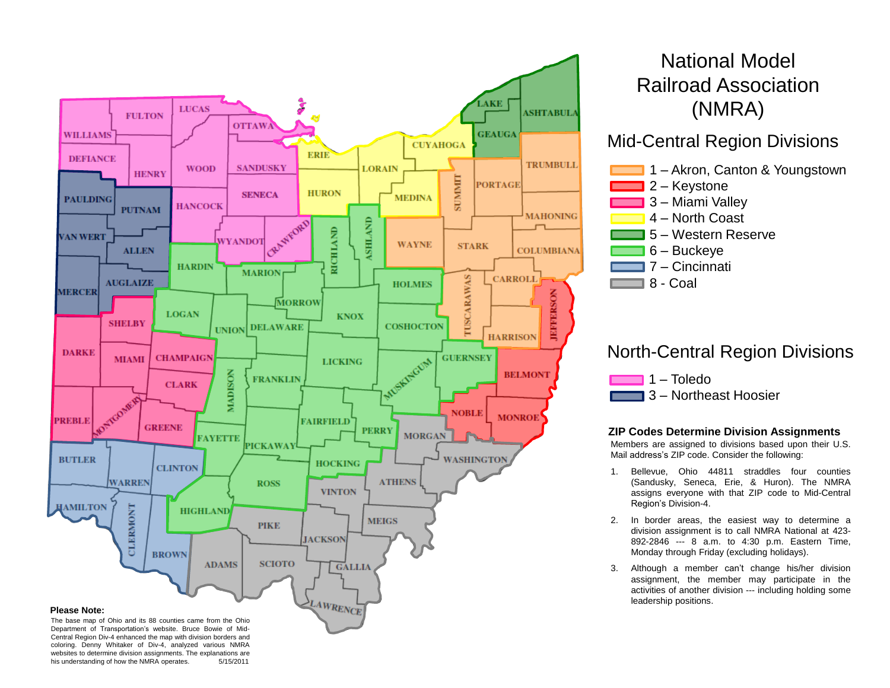# National Model Railroad Association (NMRA)

## Mid-Central Region Divisions

- 1 – Akron, Canton & Youngstown
- 2 – Keystone
- 3 – Miami Valley
- 4 – North Coast
- 5 – Western Reserve
- 6 – Buckeye
- 7 – Cincinnati
- 8 - Coal

## North-Central Region Divisions

- 1 – Toledo
- 3 – Northeast Hoosier

### ZIP Codes Determine Division Assignments

Members are assigned to divisions based upon their U.S. Mail address's ZIP code. Consider the following:

1. Bellevue, Ohio 44811 straddles four counties (Sandusky, Seneca, Erie, & Huron). The NMRA assigns everyone with that ZIP code to Mid-Central Region's Division-4.
2. In border areas, the easiest way to determine a division assignment is to call NMRA National at 423-892-2846 --- 8 a.m. to 4:30 p.m. Eastern Time, Monday through Friday (excluding holidays).
3. Although a member can't change his/her division assignment, the member may participate in the activities of another division --- including holding some leadership positions.

**Please Note:**

The base map of Ohio and its 88 counties came from the Ohio Department of Transportation's website. Bruce Bowie of Mid-Central Region Div-4 enhanced the map with division borders and coloring. Denny Whitaker of Div-4, analyzed various NMRA websites to determine division assignments. The explanations are his understanding of how the NMRA operates. 5/15/2011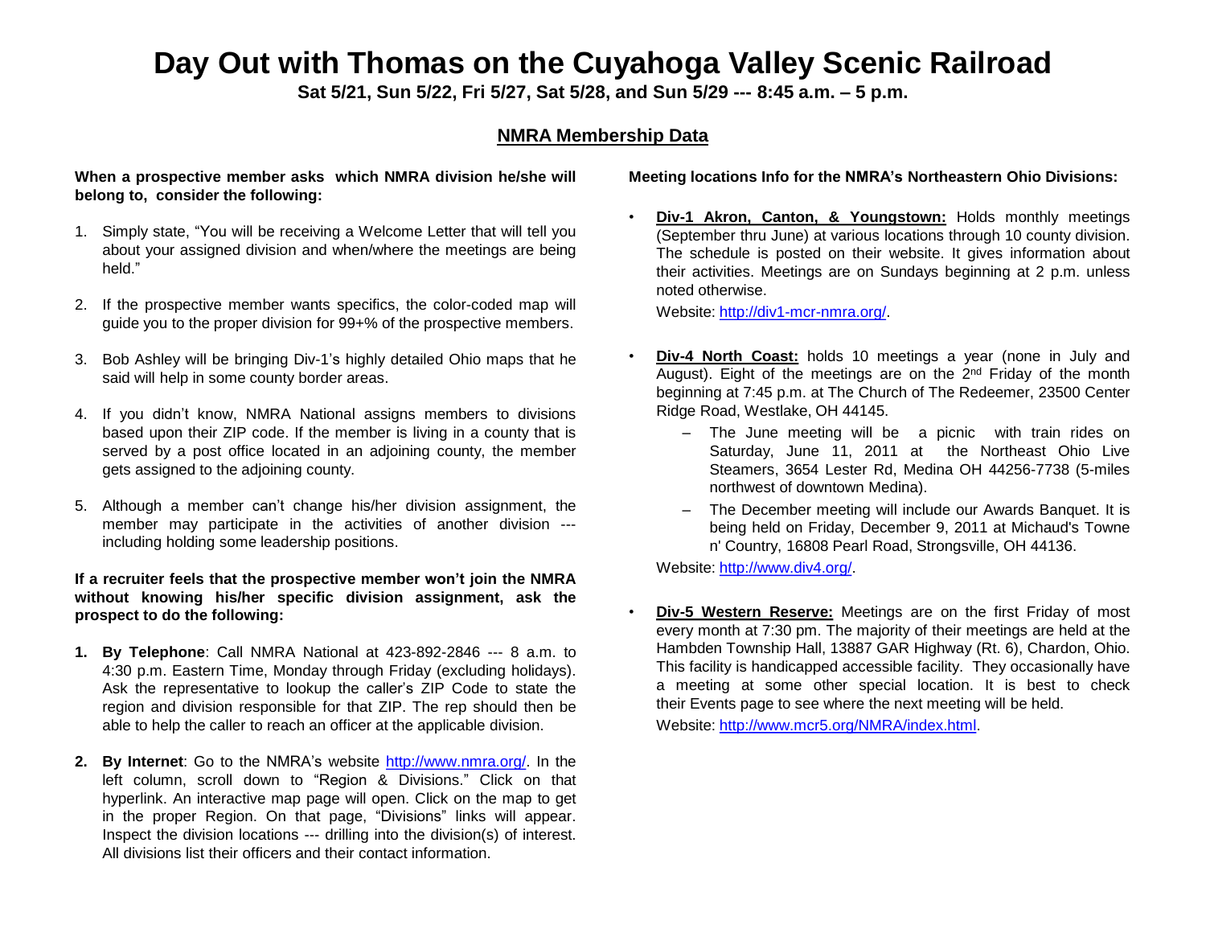# Day Out with Thomas on the Cuyahoga Valley Scenic Railroad

**Sat 5/21, Sun 5/22, Fri 5/27, Sat 5/28, and Sun 5/29 --- 8:45 a.m. – 5 p.m.**

## NMRA Membership Data

**When a prospective member asks which NMRA division he/she will belong to, consider the following:**

1. Simply state, "You will be receiving a Welcome Letter that will tell you about your assigned division and when/where the meetings are being held."
2. If the prospective member wants specifics, the color-coded map will guide you to the proper division for 99+% of the prospective members.
3. Bob Ashley will be bringing Div-1's highly detailed Ohio maps that he said will help in some county border areas.
4. If you didn't know, NMRA National assigns members to divisions based upon their ZIP code. If the member is living in a county that is served by a post office located in an adjoining county, the member gets assigned to the adjoining county.
5. Although a member can't change his/her division assignment, the member may participate in the activities of another division --- including holding some leadership positions.

**If a recruiter feels that the prospective member won't join the NMRA without knowing his/her specific division assignment, ask the prospect to do the following:**

1. **By Telephone**: Call NMRA National at 423-892-2846 --- 8 a.m. to 4:30 p.m. Eastern Time, Monday through Friday (excluding holidays). Ask the representative to lookup the caller's ZIP Code to state the region and division responsible for that ZIP. The rep should then be able to help the caller to reach an officer at the applicable division.
2. **By Internet**: Go to the NMRA's website http://www.nmra.org/. In the left column, scroll down to "Region & Divisions." Click on that hyperlink. An interactive map page will open. Click on the map to get in the proper Region. On that page, "Divisions" links will appear. Inspect the division locations --- drilling into the division(s) of interest. All divisions list their officers and their contact information.

**Meeting locations Info for the NMRA's Northeastern Ohio Divisions:**

- **Div-1 Akron, Canton, & Youngstown:** Holds monthly meetings (September thru June) at various locations through 10 county division. The schedule is posted on their website. It gives information about their activities. Meetings are on Sundays beginning at 2 p.m. unless noted otherwise.

  Website: http://div1-mcr-nmra.org/.

- **Div-4 North Coast:** holds 10 meetings a year (none in July and August). Eight of the meetings are on the 2nd Friday of the month beginning at 7:45 p.m. at The Church of The Redeemer, 23500 Center Ridge Road, Westlake, OH 44145.
  - The June meeting will be a picnic with train rides on Saturday, June 11, 2011 at the Northeast Ohio Live Steamers, 3654 Lester Rd, Medina OH 44256-7738 (5-miles northwest of downtown Medina).
  - The December meeting will include our Awards Banquet. It is being held on Friday, December 9, 2011 at Michaud's Towne n' Country, 16808 Pearl Road, Strongsville, OH 44136.

  Website: http://www.div4.org/.

- **Div-5 Western Reserve:** Meetings are on the first Friday of most every month at 7:30 pm. The majority of their meetings are held at the Hambden Township Hall, 13887 GAR Highway (Rt. 6), Chardon, Ohio. This facility is handicapped accessible facility. They occasionally have a meeting at some other special location. It is best to check their Events page to see where the next meeting will be held.

  Website: http://www.mcr5.org/NMRA/index.html.